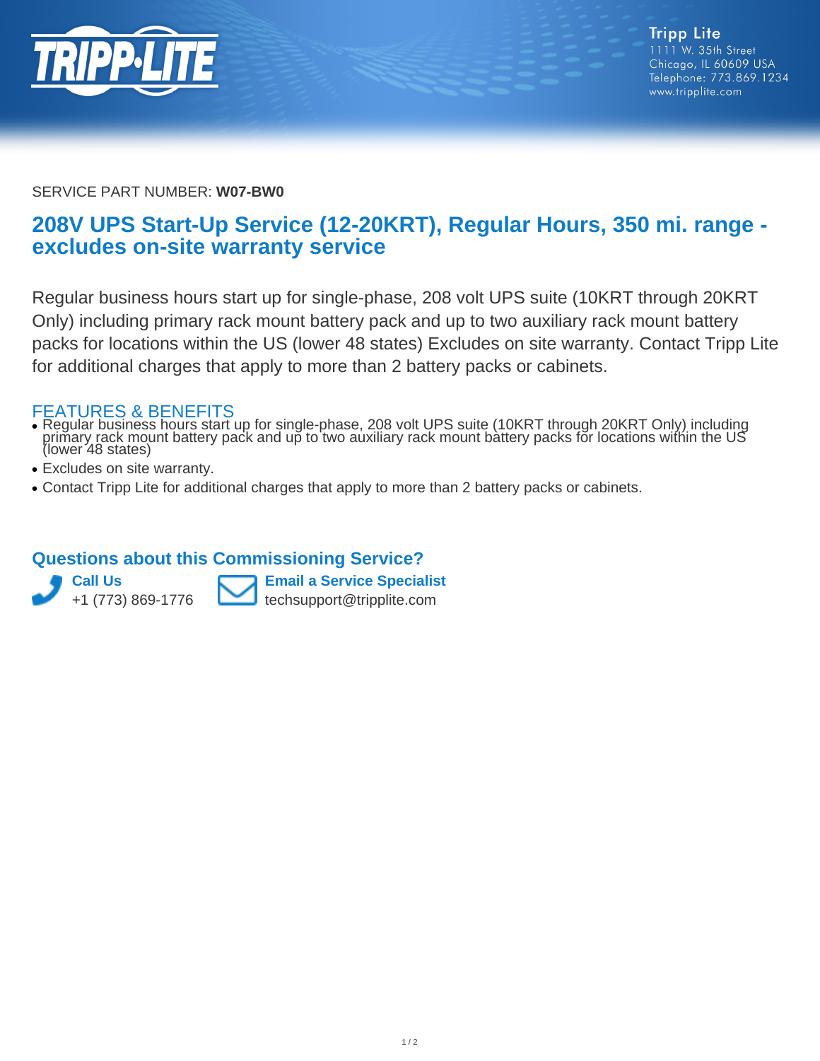Tripp Lite
1111 W. 35th Street
Chicago, IL 60609 USA
Telephone: 773.869.1234
www.tripplite.com

SERVICE PART NUMBER: **W07-BW0**

# 208V UPS Start-Up Service (12-20KRT), Regular Hours, 350 mi. range - excludes on-site warranty service

Regular business hours start up for single-phase, 208 volt UPS suite (10KRT through 20KRT Only) including primary rack mount battery pack and up to two auxiliary rack mount battery packs for locations within the US (lower 48 states) Excludes on site warranty. Contact Tripp Lite for additional charges that apply to more than 2 battery packs or cabinets.

## FEATURES & BENEFITS

- Regular business hours start up for single-phase, 208 volt UPS suite (10KRT through 20KRT Only) including primary rack mount battery pack and up to two auxiliary rack mount battery packs for locations within the US (lower 48 states)
- Excludes on site warranty.
- Contact Tripp Lite for additional charges that apply to more than 2 battery packs or cabinets.

## Questions about this Commissioning Service?

**Call Us**
+1 (773) 869-1776

**Email a Service Specialist**
techsupport@tripplite.com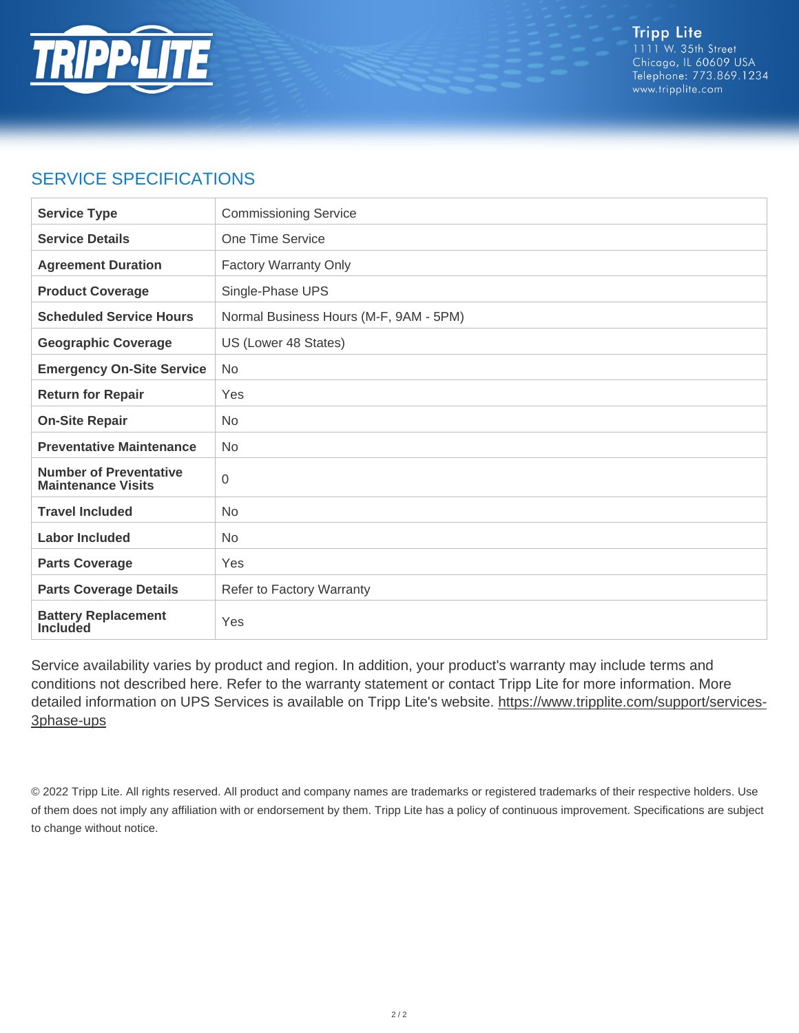Tripp Lite
1111 W. 35th Street
Chicago, IL 60609 USA
Telephone: 773.869.1234
www.tripplite.com

## SERVICE SPECIFICATIONS

| | |
|---|---|
| **Service Type** | Commissioning Service |
| **Service Details** | One Time Service |
| **Agreement Duration** | Factory Warranty Only |
| **Product Coverage** | Single-Phase UPS |
| **Scheduled Service Hours** | Normal Business Hours (M-F, 9AM - 5PM) |
| **Geographic Coverage** | US (Lower 48 States) |
| **Emergency On-Site Service** | No |
| **Return for Repair** | Yes |
| **On-Site Repair** | No |
| **Preventative Maintenance** | No |
| **Number of Preventative Maintenance Visits** | 0 |
| **Travel Included** | No |
| **Labor Included** | No |
| **Parts Coverage** | Yes |
| **Parts Coverage Details** | Refer to Factory Warranty |
| **Battery Replacement Included** | Yes |

Service availability varies by product and region. In addition, your product's warranty may include terms and conditions not described here. Refer to the warranty statement or contact Tripp Lite for more information. More detailed information on UPS Services is available on Tripp Lite's website. https://www.tripplite.com/support/services-3phase-ups

© 2022 Tripp Lite. All rights reserved. All product and company names are trademarks or registered trademarks of their respective holders. Use of them does not imply any affiliation with or endorsement by them. Tripp Lite has a policy of continuous improvement. Specifications are subject to change without notice.